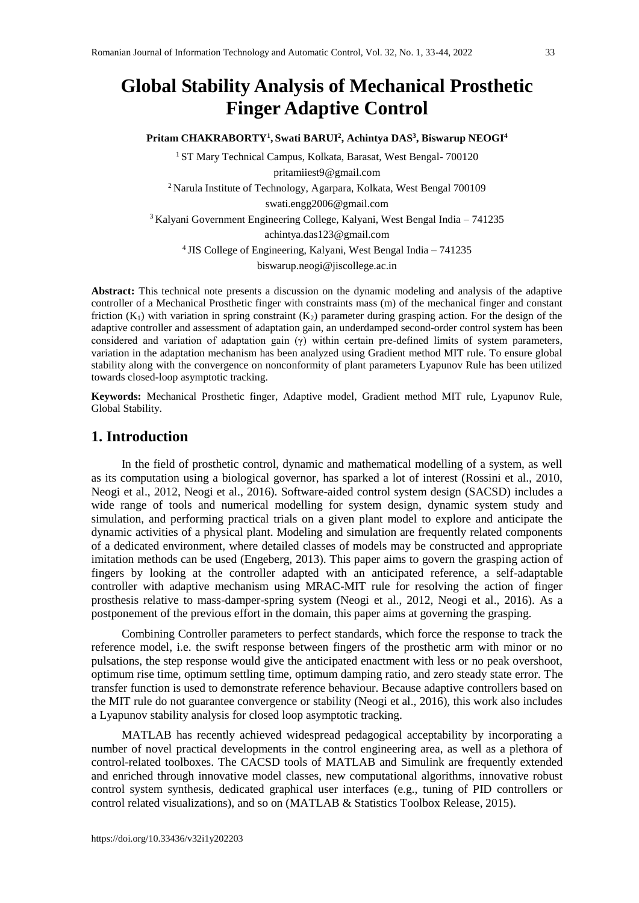# Global Stability Analysis of Mechanical Prosthetic Finger Adaptive Control

**Pritam CHAKRABORTY[1], Swati BARUI[2], Achintya DAS[3], Biswarup NEOGI[4]**

[1] ST Mary Technical Campus, Kolkata, Barasat, West Bengal- 700120
pritamiiest9@gmail.com

[2] Narula Institute of Technology, Agarpara, Kolkata, West Bengal 700109
swati.engg2006@gmail.com

[3] Kalyani Government Engineering College, Kalyani, West Bengal India – 741235
achintya.das123@gmail.com

[4] JIS College of Engineering, Kalyani, West Bengal India – 741235
biswarup.neogi@jiscollege.ac.in

**Abstract:** This technical note presents a discussion on the dynamic modeling and analysis of the adaptive controller of a Mechanical Prosthetic finger with constraints mass (m) of the mechanical finger and constant friction ($K_1$) with variation in spring constraint ($K_2$) parameter during grasping action. For the design of the adaptive controller and assessment of adaptation gain, an underdamped second-order control system has been considered and variation of adaptation gain ($\gamma$) within certain pre-defined limits of system parameters, variation in the adaptation mechanism has been analyzed using Gradient method MIT rule. To ensure global stability along with the convergence on nonconformity of plant parameters Lyapunov Rule has been utilized towards closed-loop asymptotic tracking.

**Keywords:** Mechanical Prosthetic finger, Adaptive model, Gradient method MIT rule, Lyapunov Rule, Global Stability.

## 1. Introduction

In the field of prosthetic control, dynamic and mathematical modelling of a system, as well as its computation using a biological governor, has sparked a lot of interest (Rossini et al., 2010, Neogi et al., 2012, Neogi et al., 2016). Software-aided control system design (SACSD) includes a wide range of tools and numerical modelling for system design, dynamic system study and simulation, and performing practical trials on a given plant model to explore and anticipate the dynamic activities of a physical plant. Modeling and simulation are frequently related components of a dedicated environment, where detailed classes of models may be constructed and appropriate imitation methods can be used (Engeberg, 2013). This paper aims to govern the grasping action of fingers by looking at the controller adapted with an anticipated reference, a self-adaptable controller with adaptive mechanism using MRAC-MIT rule for resolving the action of finger prosthesis relative to mass-damper-spring system (Neogi et al., 2012, Neogi et al., 2016). As a postponement of the previous effort in the domain, this paper aims at governing the grasping.

Combining Controller parameters to perfect standards, which force the response to track the reference model, i.e. the swift response between fingers of the prosthetic arm with minor or no pulsations, the step response would give the anticipated enactment with less or no peak overshoot, optimum rise time, optimum settling time, optimum damping ratio, and zero steady state error. The transfer function is used to demonstrate reference behaviour. Because adaptive controllers based on the MIT rule do not guarantee convergence or stability (Neogi et al., 2016), this work also includes a Lyapunov stability analysis for closed loop asymptotic tracking.

MATLAB has recently achieved widespread pedagogical acceptability by incorporating a number of novel practical developments in the control engineering area, as well as a plethora of control-related toolboxes. The CACSD tools of MATLAB and Simulink are frequently extended and enriched through innovative model classes, new computational algorithms, innovative robust control system synthesis, dedicated graphical user interfaces (e.g., tuning of PID controllers or control related visualizations), and so on (MATLAB & Statistics Toolbox Release, 2015).

https://doi.org/10.33436/v32i1y202203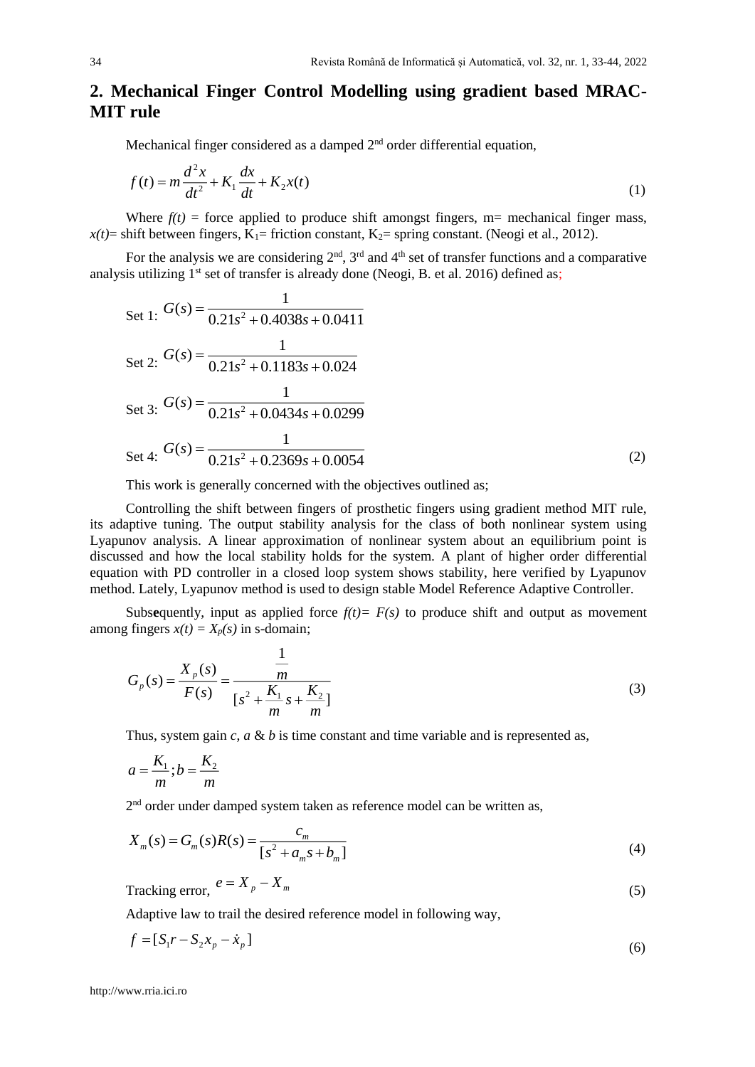## 2. Mechanical Finger Control Modelling using gradient based MRAC-MIT rule

Mechanical finger considered as a damped 2nd order differential equation,

$$f(t) = m\frac{d^2x}{dt^2} + K_1\frac{dx}{dt} + K_2x(t) \tag{1}$$

Where $f(t)$ = force applied to produce shift amongst fingers, m= mechanical finger mass, $x(t)$= shift between fingers, $K_1$= friction constant, $K_2$= spring constant. (Neogi et al., 2012).

For the analysis we are considering 2nd, 3rd and 4th set of transfer functions and a comparative analysis utilizing 1st set of transfer is already done (Neogi, B. et al. 2016) defined as;

Set 1: $G(s) = \dfrac{1}{0.21s^2 + 0.4038s + 0.0411}$

Set 2: $G(s) = \dfrac{1}{0.21s^2 + 0.1183s + 0.024}$

Set 3: $G(s) = \dfrac{1}{0.21s^2 + 0.0434s + 0.0299}$

Set 4: $G(s) = \dfrac{1}{0.21s^2 + 0.2369s + 0.0054}$ (2)

This work is generally concerned with the objectives outlined as;

Controlling the shift between fingers of prosthetic fingers using gradient method MIT rule, its adaptive tuning. The output stability analysis for the class of both nonlinear system using Lyapunov analysis. A linear approximation of nonlinear system about an equilibrium point is discussed and how the local stability holds for the system. A plant of higher order differential equation with PD controller in a closed loop system shows stability, here verified by Lyapunov method. Lately, Lyapunov method is used to design stable Model Reference Adaptive Controller.

Subs**e**quently, input as applied force $f(t)= F(s)$ to produce shift and output as movement among fingers $x(t) = X_p(s)$ in s-domain;

$$G_p(s) = \frac{X_p(s)}{F(s)} = \frac{\frac{1}{m}}{[s^2 + \frac{K_1}{m}s + \frac{K_2}{m}]} \tag{3}$$

Thus, system gain *c*, *a* & *b* is time constant and time variable and is represented as,

$$a = \frac{K_1}{m}; b = \frac{K_2}{m}$$

2nd order under damped system taken as reference model can be written as,

$$X_m(s) = G_m(s)R(s) = \frac{c_m}{[s^2 + a_m s + b_m]} \tag{4}$$

Tracking error, $e = X_p - X_m$ (5)

Adaptive law to trail the desired reference model in following way,

$$f = [S_1 r - S_2 x_p - \dot{x}_p] \tag{6}$$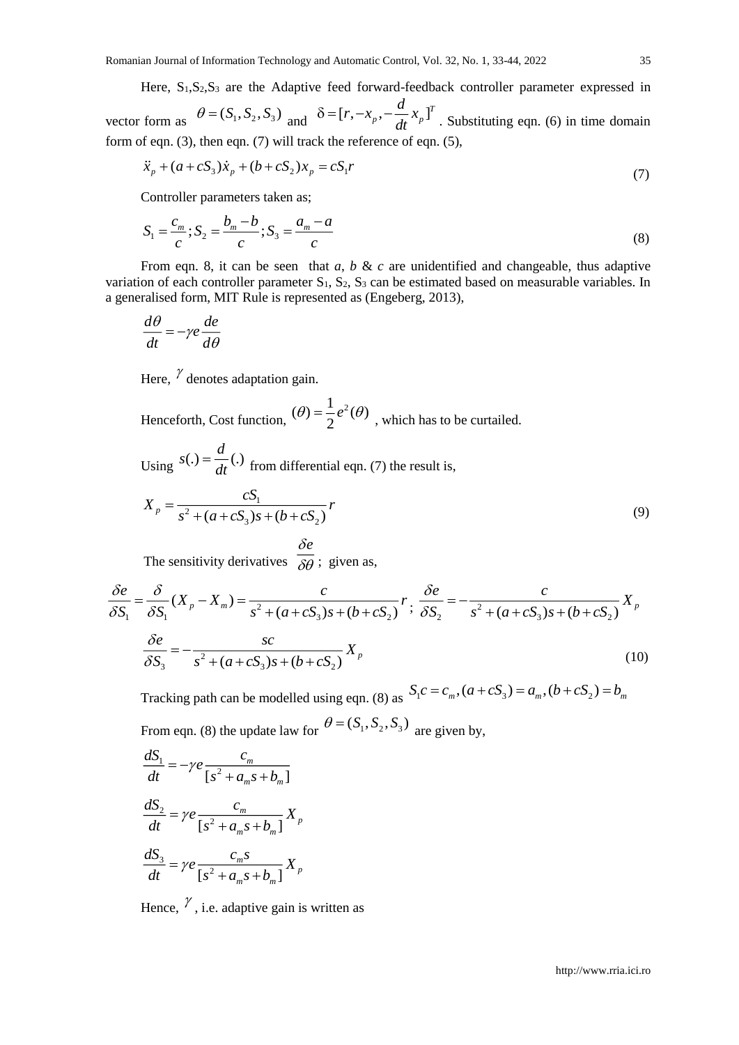Here, $S_1$,$S_2$,$S_3$ are the Adaptive feed forward-feedback controller parameter expressed in vector form as $\theta = (S_1, S_2, S_3)$ and $\delta = [r, -x_p, -\frac{d}{dt}x_p]^T$. Substituting eqn. (6) in time domain form of eqn. (3), then eqn. (7) will track the reference of eqn. (5),

$$\ddot{x}_p + (a + cS_3)\dot{x}_p + (b + cS_2)x_p = cS_1 r \tag{7}$$

Controller parameters taken as;

$$S_1 = \frac{c_m}{c}; S_2 = \frac{b_m - b}{c}; S_3 = \frac{a_m - a}{c} \tag{8}$$

From eqn. 8, it can be seen that *a*, *b* & *c* are unidentified and changeable, thus adaptive variation of each controller parameter $S_1$, $S_2$, $S_3$ can be estimated based on measurable variables. In a generalised form, MIT Rule is represented as (Engeberg, 2013),

$$\frac{d\theta}{dt} = -\gamma e \frac{de}{d\theta}$$

Here, $\gamma$ denotes adaptation gain.

Henceforth, Cost function, $(\theta) = \frac{1}{2}e^2(\theta)$ , which has to be curtailed.

Using $s(.) = \frac{d}{dt}(.)$ from differential eqn. (7) the result is,

$$X_p = \frac{cS_1}{s^2 + (a + cS_3)s + (b + cS_2)} r \tag{9}$$

The sensitivity derivatives $\frac{\delta e}{\delta\theta}$; given as,

$$\frac{\delta e}{\delta S_1} = \frac{\delta}{\delta S_1}(X_p - X_m) = \frac{c}{s^2 + (a + cS_3)s + (b + cS_2)} r \; ; \; \frac{\delta e}{\delta S_2} = -\frac{c}{s^2 + (a + cS_3)s + (b + cS_2)} X_p$$

$$\frac{\delta e}{\delta S_3} = -\frac{sc}{s^2 + (a + cS_3)s + (b + cS_2)} X_p \tag{10}$$

Tracking path can be modelled using eqn. (8) as $S_1 c = c_m, (a + cS_3) = a_m, (b + cS_2) = b_m$

From eqn. (8) the update law for $\theta = (S_1, S_2, S_3)$ are given by,

$$\frac{dS_1}{dt} = -\gamma e \frac{c_m}{[s^2 + a_m s + b_m]}$$

$$\frac{dS_2}{dt} = \gamma e \frac{c_m}{[s^2 + a_m s + b_m]} X_p$$

$$\frac{dS_3}{dt} = \gamma e \frac{c_m s}{[s^2 + a_m s + b_m]} X_p$$

Hence, $\gamma$, i.e. adaptive gain is written as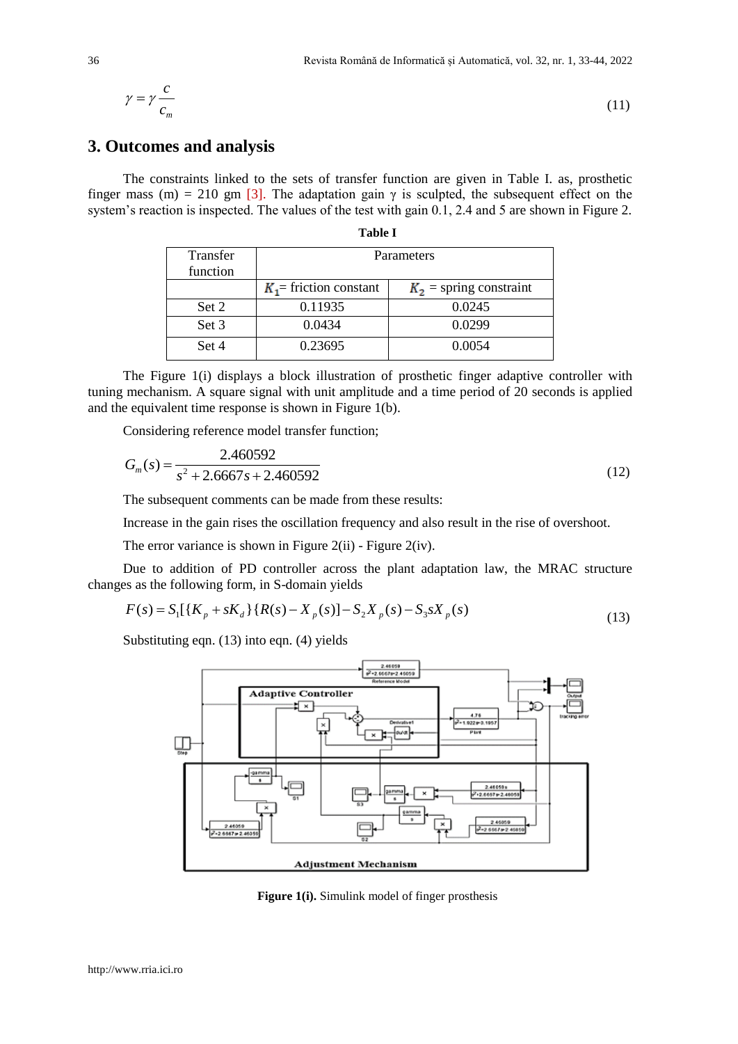$$\gamma = \gamma \frac{c}{c_m} \tag{11}$$

## 3. Outcomes and analysis

The constraints linked to the sets of transfer function are given in Table I. as, prosthetic finger mass (m) = 210 gm [3]. The adaptation gain γ is sculpted, the subsequent effect on the system's reaction is inspected. The values of the test with gain 0.1, 2.4 and 5 are shown in Figure 2.

**Table I**

| Transfer function | Parameters | |
|---|---|---|
| | $K_1$= friction constant | $K_2$ = spring constraint |
| Set 2 | 0.11935 | 0.0245 |
| Set 3 | 0.0434 | 0.0299 |
| Set 4 | 0.23695 | 0.0054 |

The Figure 1(i) displays a block illustration of prosthetic finger adaptive controller with tuning mechanism. A square signal with unit amplitude and a time period of 20 seconds is applied and the equivalent time response is shown in Figure 1(b).

Considering reference model transfer function;

$$G_m(s) = \frac{2.460592}{s^2 + 2.6667s + 2.460592} \tag{12}$$

The subsequent comments can be made from these results:

Increase in the gain rises the oscillation frequency and also result in the rise of overshoot.

The error variance is shown in Figure 2(ii) - Figure 2(iv).

Due to addition of PD controller across the plant adaptation law, the MRAC structure changes as the following form, in S-domain yields

$$F(s) = S_1[\{K_p + sK_d\}\{R(s) - X_p(s)] - S_2 X_p(s) - S_3 s X_p(s) \tag{13}$$

Substituting eqn. (13) into eqn. (4) yields

**Figure 1(i).** Simulink model of finger prosthesis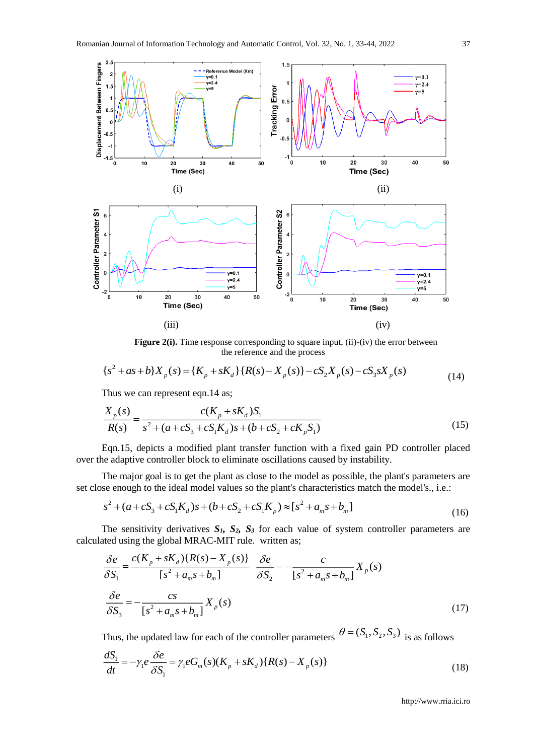(i) (ii)

(iii) (iv)

**Figure 2(i).** Time response corresponding to square input, (ii)-(iv) the error between the reference and the process

$$\{s^2 + as + b\}X_p(s) = \{K_p + sK_d\}\{R(s) - X_p(s)\} - cS_2X_p(s) - cS_3sX_p(s) \tag{14}$$

Thus we can represent eqn.14 as;

$$\frac{X_p(s)}{R(s)} = \frac{c(K_p + sK_d)S_1}{s^2 + (a + cS_3 + cS_1K_d)s + (b + cS_2 + cK_pS_1)} \tag{15}$$

Eqn.15, depicts a modified plant transfer function with a fixed gain PD controller placed over the adaptive controller block to eliminate oscillations caused by instability.

The major goal is to get the plant as close to the model as possible, the plant's parameters are set close enough to the ideal model values so the plant's characteristics match the model's., i.e.:

$$s^2 + (a + cS_3 + cS_1K_d)s + (b + cS_2 + cS_1K_p) \approx [s^2 + a_ms + b_m] \tag{16}$$

The sensitivity derivatives $S_1$, $S_2$, $S_3$ for each value of system controller parameters are calculated using the global MRAC-MIT rule. written as;

$$\frac{\delta e}{\delta S_1} = \frac{c(K_p + sK_d)\{R(s) - X_p(s)\}}{[s^2 + a_ms + b_m]} \quad \frac{\delta e}{\delta S_2} = -\frac{c}{[s^2 + a_ms + b_m]}X_p(s)$$

$$\frac{\delta e}{\delta S_3} = -\frac{cs}{[s^2 + a_ms + b_m]}X_p(s) \tag{17}$$

Thus, the updated law for each of the controller parameters $\theta = (S_1, S_2, S_3)$ is as follows

$$\frac{dS_1}{dt} = -\gamma_1 e \frac{\delta e}{\delta S_1} = \gamma_1 e G_m(s)(K_p + sK_d)\{R(s) - X_p(s)\} \tag{18}$$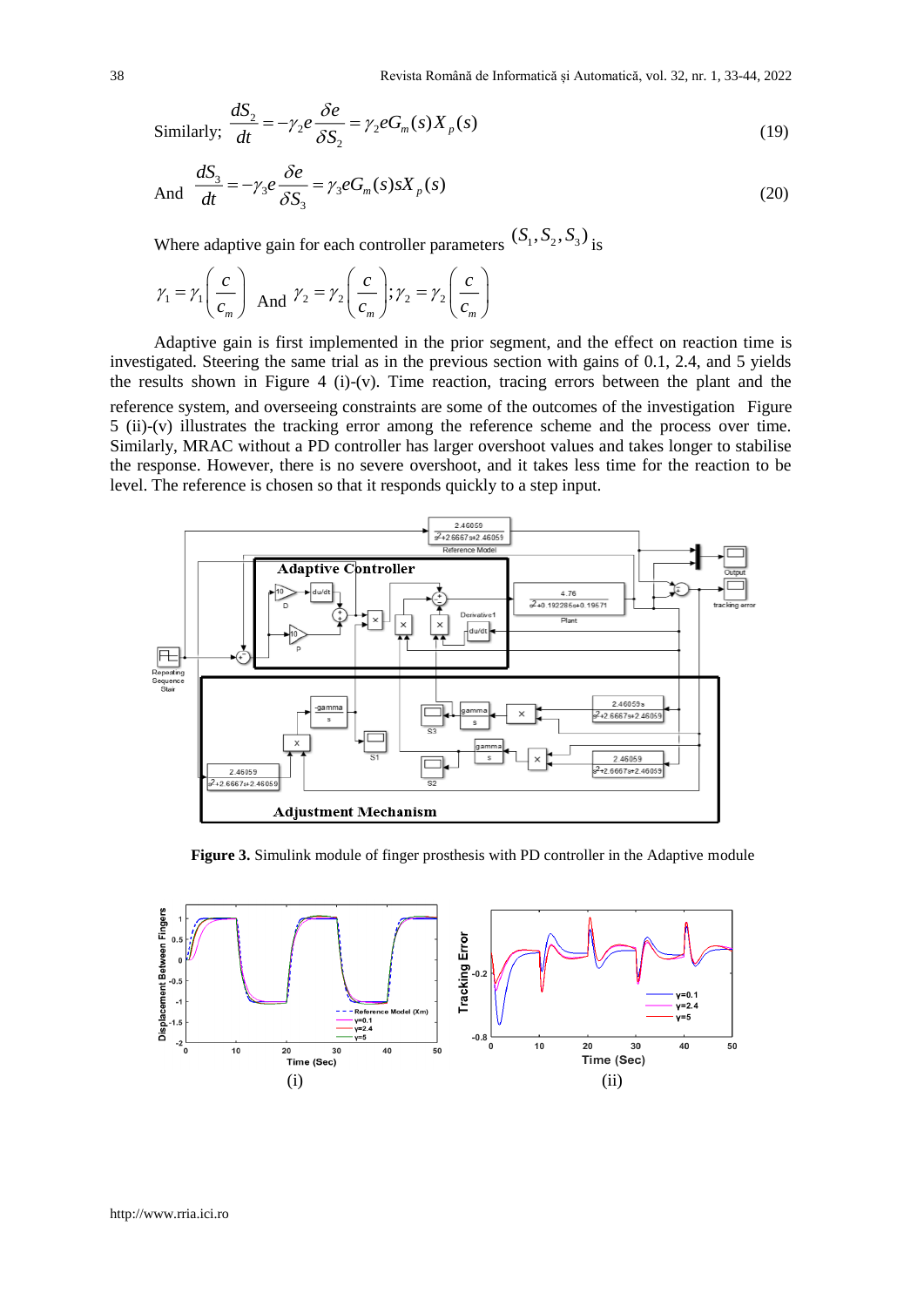Similarly;

$$\frac{dS_2}{dt} = -\gamma_2 e \frac{\delta e}{\delta S_2} = \gamma_2 e G_m(s) X_p(s) \tag{19}$$

And

$$\frac{dS_3}{dt} = -\gamma_3 e \frac{\delta e}{\delta S_3} = \gamma_3 e G_m(s) s X_p(s) \tag{20}$$

Where adaptive gain for each controller parameters $(S_1, S_2, S_3)$ is

$$\gamma_1 = \gamma_1\left(\frac{c}{c_m}\right) \text{ And } \gamma_2 = \gamma_2\left(\frac{c}{c_m}\right); \gamma_2 = \gamma_2\left(\frac{c}{c_m}\right)$$

Adaptive gain is first implemented in the prior segment, and the effect on reaction time is investigated. Steering the same trial as in the previous section with gains of 0.1, 2.4, and 5 yields the results shown in Figure 4 (i)-(v). Time reaction, tracing errors between the plant and the reference system, and overseeing constraints are some of the outcomes of the investigation Figure 5 (ii)-(v) illustrates the tracking error among the reference scheme and the process over time. Similarly, MRAC without a PD controller has larger overshoot values and takes longer to stabilise the response. However, there is no severe overshoot, and it takes less time for the reaction to be level. The reference is chosen so that it responds quickly to a step input.

**Figure 3.** Simulink module of finger prosthesis with PD controller in the Adaptive module

(i) (ii)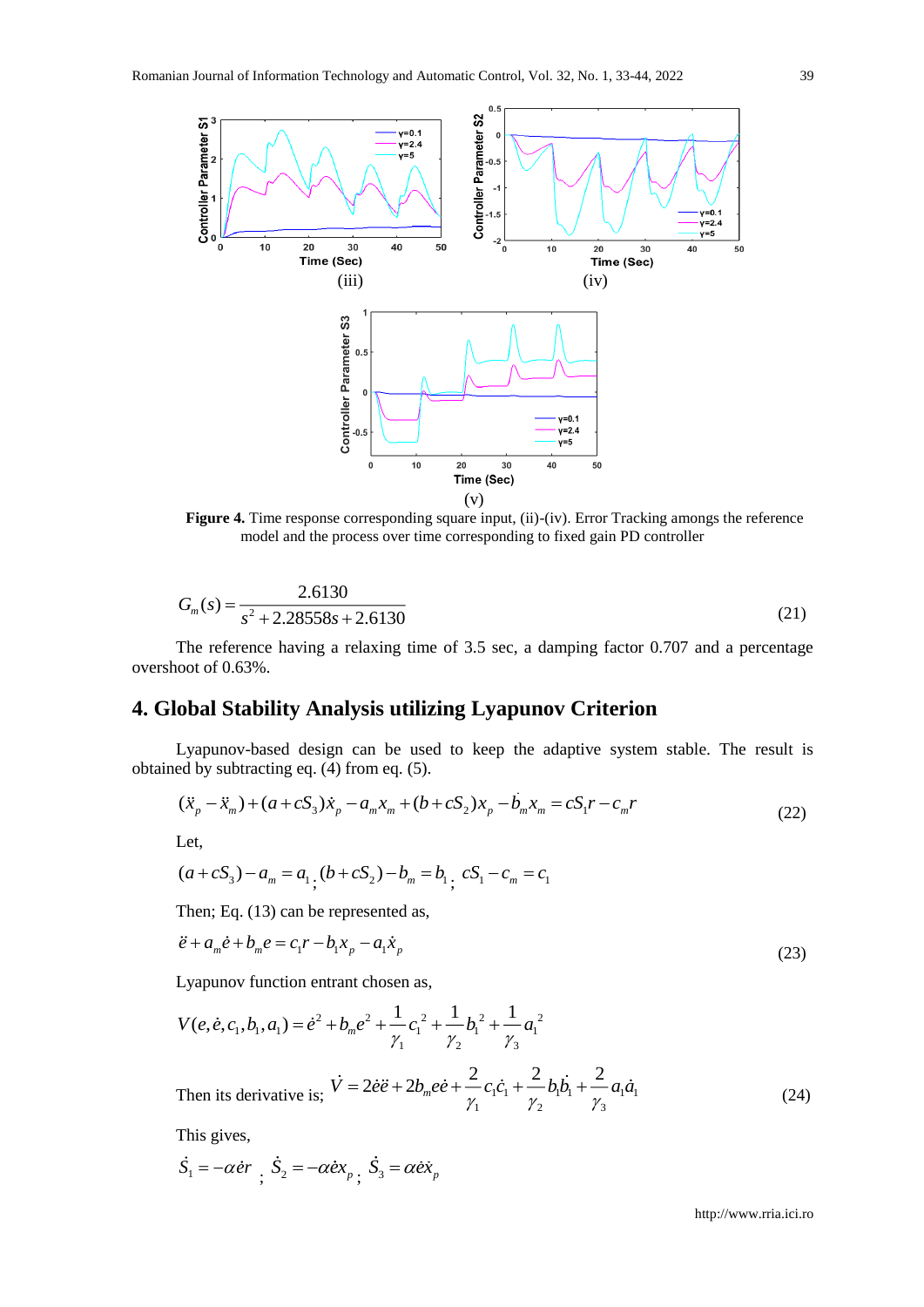(iii)

(iv)

(v)

**Figure 4.** Time response corresponding square input, (ii)-(iv). Error Tracking amongs the reference model and the process over time corresponding to fixed gain PD controller

$$G_m(s) = \frac{2.6130}{s^2 + 2.28558s + 2.6130} \tag{21}$$

The reference having a relaxing time of 3.5 sec, a damping factor 0.707 and a percentage overshoot of 0.63%.

## 4. Global Stability Analysis utilizing Lyapunov Criterion

Lyapunov-based design can be used to keep the adaptive system stable. The result is obtained by subtracting eq. (4) from eq. (5).

$$(\ddot{x}_p - \ddot{x}_m) + (a + cS_3)\dot{x}_p - a_m x_m + (b + cS_2)x_p - \dot{b}_m x_m = cS_1 r - c_m r \tag{22}$$

Let,

$$(a + cS_3) - a_m = a_1;\ (b + cS_2) - b_m = b_1;\ cS_1 - c_m = c_1$$

Then; Eq. (13) can be represented as,

$$\ddot{e} + a_m \dot{e} + b_m e = c_1 r - b_1 x_p - a_1 \dot{x}_p \tag{23}$$

Lyapunov function entrant chosen as,

$$V(e, \dot{e}, c_1, b_1, a_1) = \dot{e}^2 + b_m e^2 + \frac{1}{\gamma_1} c_1^{\ 2} + \frac{1}{\gamma_2} b_1^{\ 2} + \frac{1}{\gamma_3} a_1^{\ 2}$$

Then its derivative is; $\dot{V} = 2\dot{e}\ddot{e} + 2b_m e\dot{e} + \frac{2}{\gamma_1} c_1 \dot{c}_1 + \frac{2}{\gamma_2} b_1 \dot{b}_1 + \frac{2}{\gamma_3} a_1 \dot{a}_1$ (24)

This gives,

$$\dot{S}_1 = -\alpha \dot{e} r\ ;\ \dot{S}_2 = -\alpha \dot{e} x_p\ ;\ \dot{S}_3 = \alpha \dot{e} \dot{x}_p$$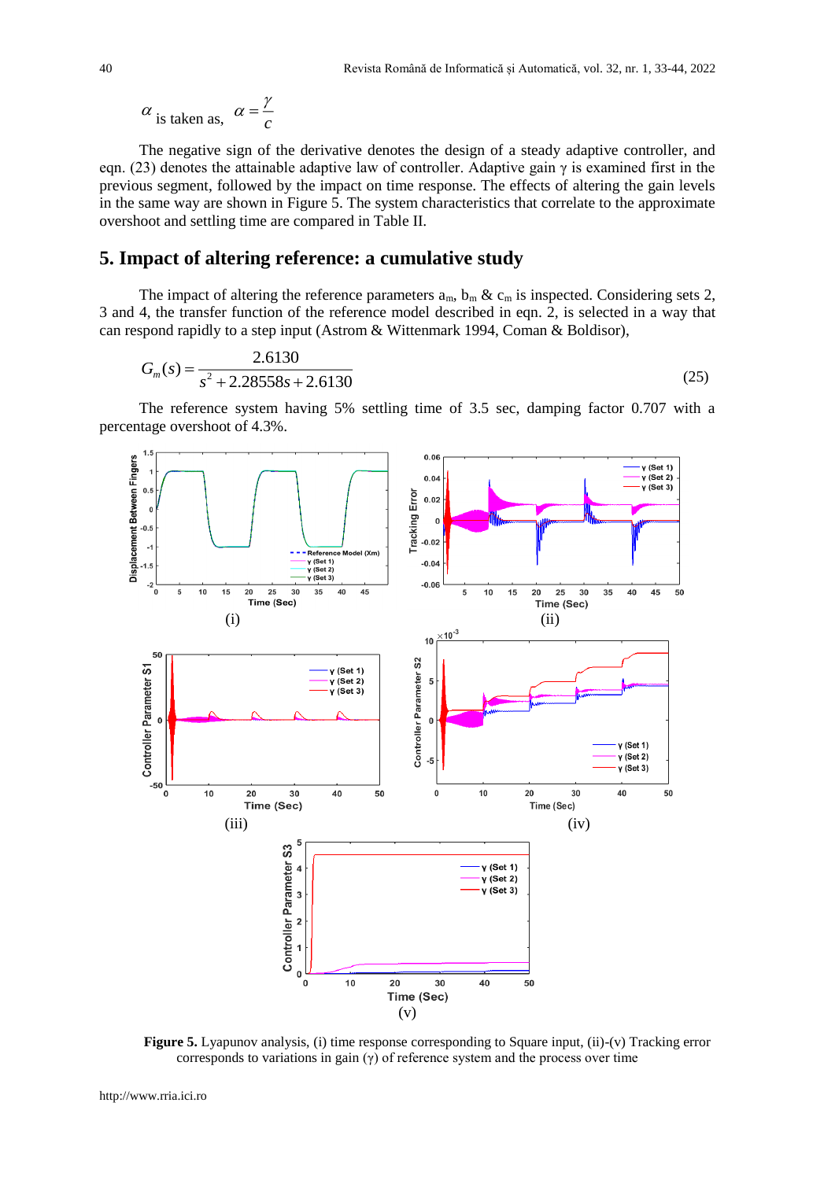$\alpha$ is taken as, $\alpha = \dfrac{\gamma}{c}$

The negative sign of the derivative denotes the design of a steady adaptive controller, and eqn. (23) denotes the attainable adaptive law of controller. Adaptive gain γ is examined first in the previous segment, followed by the impact on time response. The effects of altering the gain levels in the same way are shown in Figure 5. The system characteristics that correlate to the approximate overshoot and settling time are compared in Table II.

## 5. Impact of altering reference: a cumulative study

The impact of altering the reference parameters $a_m$, $b_m$ & $c_m$ is inspected. Considering sets 2, 3 and 4, the transfer function of the reference model described in eqn. 2, is selected in a way that can respond rapidly to a step input (Astrom & Wittenmark 1994, Coman & Boldisor),

$$G_m(s) = \frac{2.6130}{s^2 + 2.28558s + 2.6130} \tag{25}$$

The reference system having 5% settling time of 3.5 sec, damping factor 0.707 with a percentage overshoot of 4.3%.

**Figure 5.** Lyapunov analysis, (i) time response corresponding to Square input, (ii)-(v) Tracking error corresponds to variations in gain (γ) of reference system and the process over time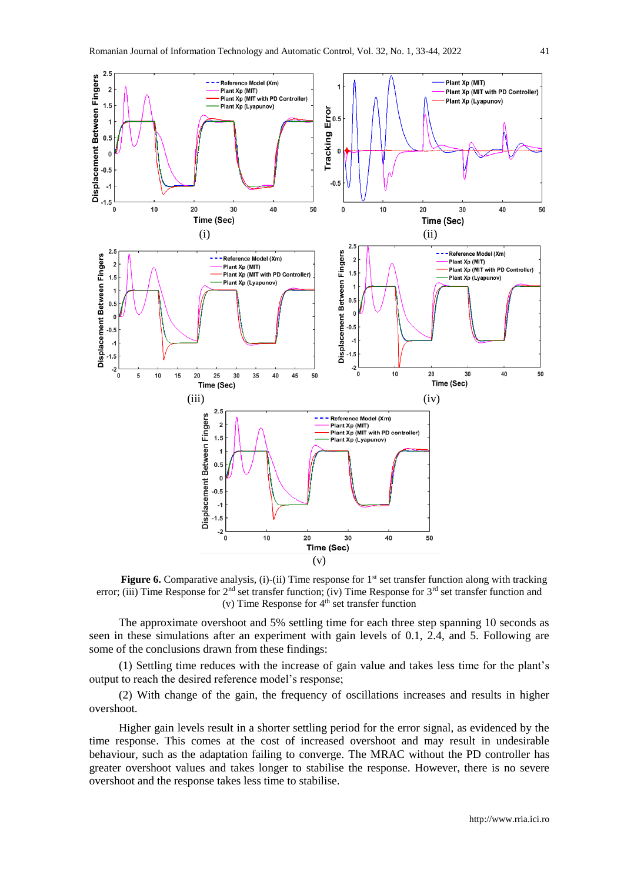**Figure 6.** Comparative analysis, (i)-(ii) Time response for 1st set transfer function along with tracking error; (iii) Time Response for 2nd set transfer function; (iv) Time Response for 3rd set transfer function and (v) Time Response for 4th set transfer function

The approximate overshoot and 5% settling time for each three step spanning 10 seconds as seen in these simulations after an experiment with gain levels of 0.1, 2.4, and 5. Following are some of the conclusions drawn from these findings:

(1) Settling time reduces with the increase of gain value and takes less time for the plant's output to reach the desired reference model's response;

(2) With change of the gain, the frequency of oscillations increases and results in higher overshoot.

Higher gain levels result in a shorter settling period for the error signal, as evidenced by the time response. This comes at the cost of increased overshoot and may result in undesirable behaviour, such as the adaptation failing to converge. The MRAC without the PD controller has greater overshoot values and takes longer to stabilise the response. However, there is no severe overshoot and the response takes less time to stabilise.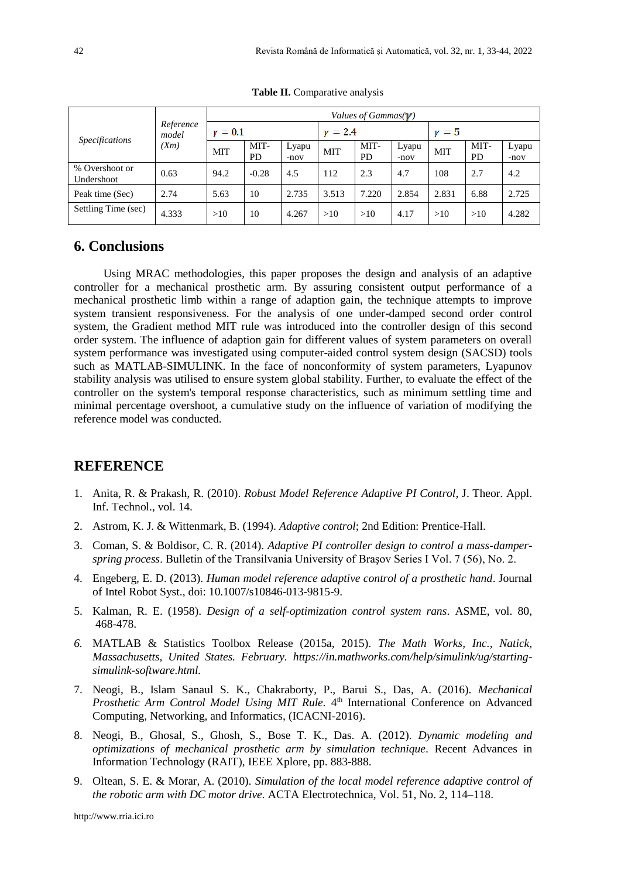**Table II.** Comparative analysis

| Specifications | Reference model (Xm) | Values of Gammas($\gamma$) | | | | | | | | |
|---|---|---|---|---|---|---|---|---|---|---|
| | | $\gamma = 0.1$ | | | $\gamma = 2.4$ | | | $\gamma = 5$ | | |
| | | MIT | MIT-PD | Lyapu-nov | MIT | MIT-PD | Lyapu-nov | MIT | MIT-PD | Lyapu-nov |
| % Overshoot or Undershoot | 0.63 | 94.2 | -0.28 | 4.5 | 112 | 2.3 | 4.7 | 108 | 2.7 | 4.2 |
| Peak time (Sec) | 2.74 | 5.63 | 10 | 2.735 | 3.513 | 7.220 | 2.854 | 2.831 | 6.88 | 2.725 |
| Settling Time (sec) | 4.333 | >10 | 10 | 4.267 | >10 | >10 | 4.17 | >10 | >10 | 4.282 |

## 6. Conclusions

Using MRAC methodologies, this paper proposes the design and analysis of an adaptive controller for a mechanical prosthetic arm. By assuring consistent output performance of a mechanical prosthetic limb within a range of adaption gain, the technique attempts to improve system transient responsiveness. For the analysis of one under-damped second order control system, the Gradient method MIT rule was introduced into the controller design of this second order system. The influence of adaption gain for different values of system parameters on overall system performance was investigated using computer-aided control system design (SACSD) tools such as MATLAB-SIMULINK. In the face of nonconformity of system parameters, Lyapunov stability analysis was utilised to ensure system global stability. Further, to evaluate the effect of the controller on the system's temporal response characteristics, such as minimum settling time and minimal percentage overshoot, a cumulative study on the influence of variation of modifying the reference model was conducted.

## REFERENCE

1. Anita, R. & Prakash, R. (2010). *Robust Model Reference Adaptive PI Control*, J. Theor. Appl. Inf. Technol., vol. 14.
2. Astrom, K. J. & Wittenmark, B. (1994). *Adaptive control*; 2nd Edition: Prentice-Hall.
3. Coman, S. & Boldisor, C. R. (2014). *Adaptive PI controller design to control a mass-damper-spring process*. Bulletin of the Transilvania University of Braşov Series I Vol. 7 (56), No. 2.
4. Engeberg, E. D. (2013). *Human model reference adaptive control of a prosthetic hand*. Journal of Intel Robot Syst., doi: 10.1007/s10846-013-9815-9.
5. Kalman, R. E. (1958). *Design of a self-optimization control system rans*. ASME, vol. 80, 468-478.
6. MATLAB & Statistics Toolbox Release (2015a, 2015). *The Math Works, Inc., Natick, Massachusetts, United States. February. https://in.mathworks.com/help/simulink/ug/starting-simulink-software.html.*
7. Neogi, B., Islam Sanaul S. K., Chakraborty, P., Barui S., Das, A. (2016). *Mechanical Prosthetic Arm Control Model Using MIT Rule*. 4th International Conference on Advanced Computing, Networking, and Informatics, (ICACNI-2016).
8. Neogi, B., Ghosal, S., Ghosh, S., Bose T. K., Das. A. (2012). *Dynamic modeling and optimizations of mechanical prosthetic arm by simulation technique*. Recent Advances in Information Technology (RAIT), IEEE Xplore, pp. 883-888.
9. Oltean, S. E. & Morar, A. (2010). *Simulation of the local model reference adaptive control of the robotic arm with DC motor drive*. ACTA Electrotechnica, Vol. 51, No. 2, 114–118.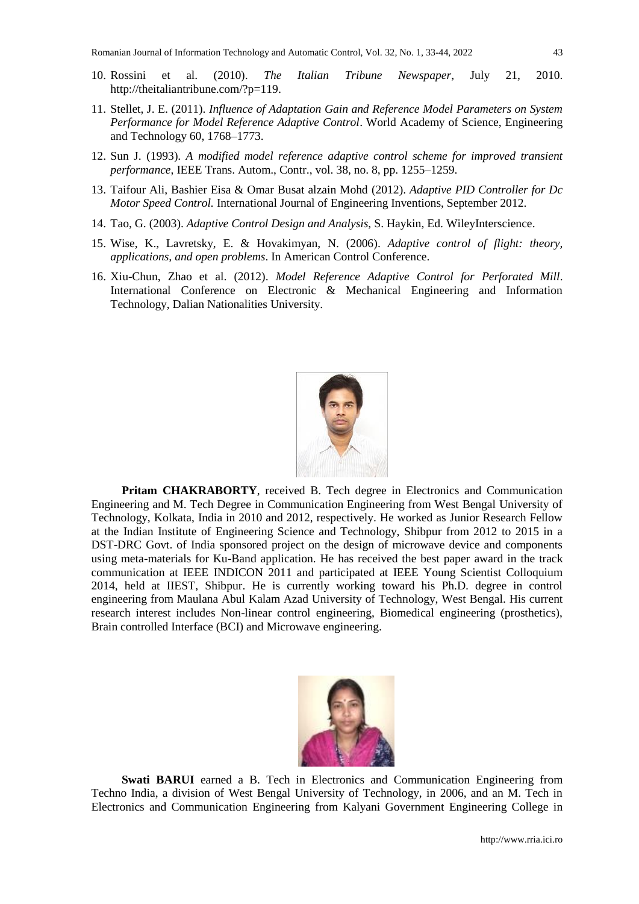10. Rossini et al. (2010). *The Italian Tribune Newspaper*, July 21, 2010. http://theitaliantribune.com/?p=119.

11. Stellet, J. E. (2011). *Influence of Adaptation Gain and Reference Model Parameters on System Performance for Model Reference Adaptive Control*. World Academy of Science, Engineering and Technology 60, 1768–1773.

12. Sun J. (1993). *A modified model reference adaptive control scheme for improved transient performance*, IEEE Trans. Autom., Contr., vol. 38, no. 8, pp. 1255–1259.

13. Taifour Ali, Bashier Eisa & Omar Busat alzain Mohd (2012). *Adaptive PID Controller for Dc Motor Speed Control.* International Journal of Engineering Inventions, September 2012.

14. Tao, G. (2003). *Adaptive Control Design and Analysis*, S. Haykin, Ed. WileyInterscience.

15. Wise, K., Lavretsky, E. & Hovakimyan, N. (2006). *Adaptive control of flight: theory, applications, and open problems*. In American Control Conference.

16. Xiu-Chun, Zhao et al. (2012). *Model Reference Adaptive Control for Perforated Mill*. International Conference on Electronic & Mechanical Engineering and Information Technology, Dalian Nationalities University.

**Pritam CHAKRABORTY**, received B. Tech degree in Electronics and Communication Engineering and M. Tech Degree in Communication Engineering from West Bengal University of Technology, Kolkata, India in 2010 and 2012, respectively. He worked as Junior Research Fellow at the Indian Institute of Engineering Science and Technology, Shibpur from 2012 to 2015 in a DST-DRC Govt. of India sponsored project on the design of microwave device and components using meta-materials for Ku-Band application. He has received the best paper award in the track communication at IEEE INDICON 2011 and participated at IEEE Young Scientist Colloquium 2014, held at IIEST, Shibpur. He is currently working toward his Ph.D. degree in control engineering from Maulana Abul Kalam Azad University of Technology, West Bengal. His current research interest includes Non-linear control engineering, Biomedical engineering (prosthetics), Brain controlled Interface (BCI) and Microwave engineering.

**Swati BARUI** earned a B. Tech in Electronics and Communication Engineering from Techno India, a division of West Bengal University of Technology, in 2006, and an M. Tech in Electronics and Communication Engineering from Kalyani Government Engineering College in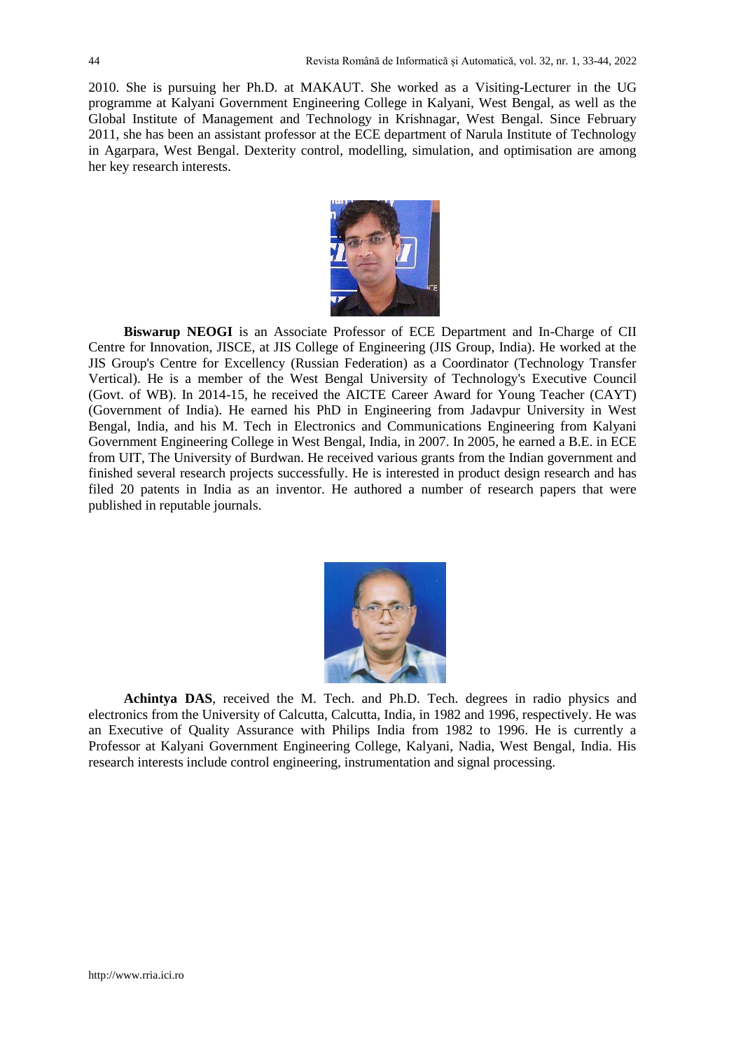2010. She is pursuing her Ph.D. at MAKAUT. She worked as a Visiting-Lecturer in the UG programme at Kalyani Government Engineering College in Kalyani, West Bengal, as well as the Global Institute of Management and Technology in Krishnagar, West Bengal. Since February 2011, she has been an assistant professor at the ECE department of Narula Institute of Technology in Agarpara, West Bengal. Dexterity control, modelling, simulation, and optimisation are among her key research interests.

**Biswarup NEOGI** is an Associate Professor of ECE Department and In-Charge of CII Centre for Innovation, JISCE, at JIS College of Engineering (JIS Group, India). He worked at the JIS Group's Centre for Excellency (Russian Federation) as a Coordinator (Technology Transfer Vertical). He is a member of the West Bengal University of Technology's Executive Council (Govt. of WB). In 2014-15, he received the AICTE Career Award for Young Teacher (CAYT) (Government of India). He earned his PhD in Engineering from Jadavpur University in West Bengal, India, and his M. Tech in Electronics and Communications Engineering from Kalyani Government Engineering College in West Bengal, India, in 2007. In 2005, he earned a B.E. in ECE from UIT, The University of Burdwan. He received various grants from the Indian government and finished several research projects successfully. He is interested in product design research and has filed 20 patents in India as an inventor. He authored a number of research papers that were published in reputable journals.

**Achintya DAS**, received the M. Tech. and Ph.D. Tech. degrees in radio physics and electronics from the University of Calcutta, Calcutta, India, in 1982 and 1996, respectively. He was an Executive of Quality Assurance with Philips India from 1982 to 1996. He is currently a Professor at Kalyani Government Engineering College, Kalyani, Nadia, West Bengal, India. His research interests include control engineering, instrumentation and signal processing.